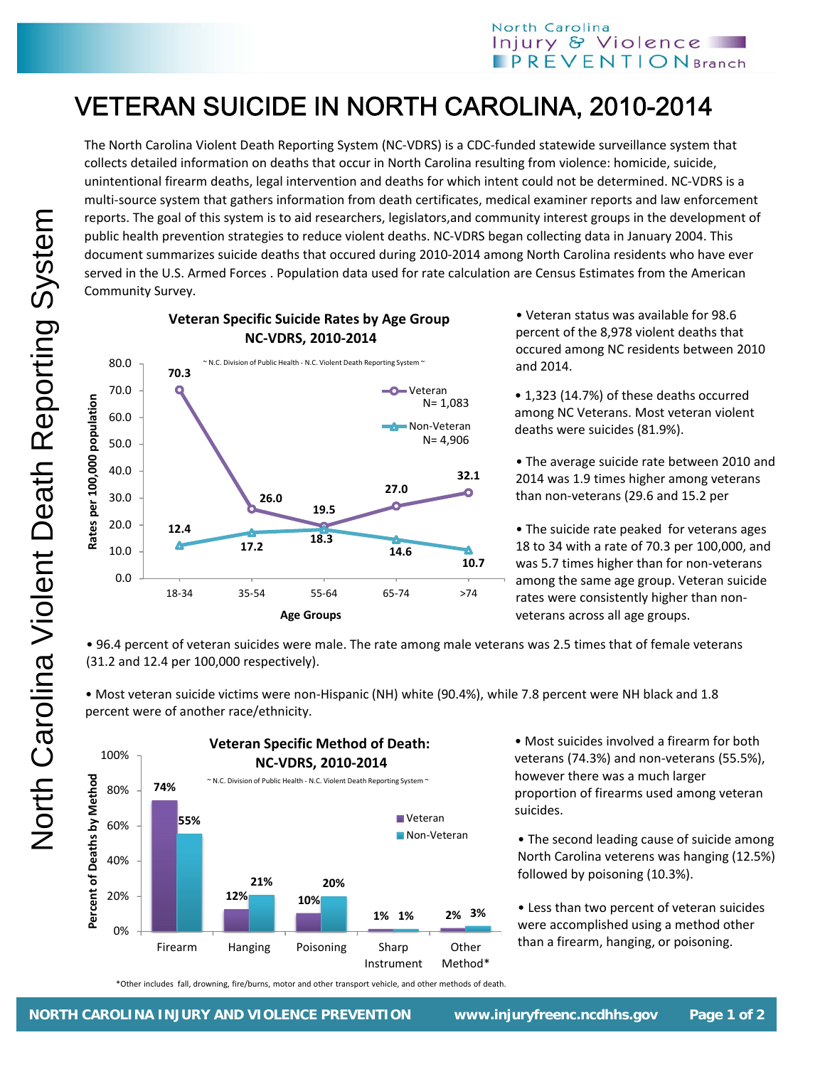# VETERAN SUICIDE IN NORTH CAROLINA, 2010-2014

The North Carolina Violent Death Reporting System (NC-VDRS) is a CDC-funded statewide surveillance system that collects detailed information on deaths that occur in North Carolina resulting from violence: homicide, suicide, unintentional firearm deaths, legal intervention and deaths for which intent could not be determined. NC-VDRS is a multi-source system that gathers information from death certificates, medical examiner reports and law enforcement reports. The goal of this system is to aid researchers, legislators,and community interest groups in the development of public health prevention strategies to reduce violent deaths. NC-VDRS began collecting data in January 2004. This document summarizes suicide deaths that occured during 2010-2014 among North Carolina residents who have ever served in the U.S. Armed Forces . Population data used for rate calculation are Census Estimates from the American Community Survey.

**Veteran Specific Suicide Rates by Age Group NC-VDRS, 2010-2014**

~ N.C. Division of Public Health - N.C. Violent Death Reporting System ~

Rates per 100,000 population

| Age Groups | Veteran (N= 1,083) | Non-Veteran (N= 4,906) |
|---|---|---|
| 18-34 | 70.3 | 12.4 |
| 35-54 | 26.0 | 17.2 |
| 55-64 | 19.5 | 18.3 |
| 65-74 | 27.0 | 14.6 |
| >74 | 32.1 | 10.7 |

- Veteran status was available for 98.6 percent of the 8,978 violent deaths that occured among NC residents between 2010 and 2014.
- 1,323 (14.7%) of these deaths occurred among NC Veterans. Most veteran violent deaths were suicides (81.9%).
- The average suicide rate between 2010 and 2014 was 1.9 times higher among veterans than non-veterans (29.6 and 15.2 per
- The suicide rate peaked for veterans ages 18 to 34 with a rate of 70.3 per 100,000, and was 5.7 times higher than for non-veterans among the same age group. Veteran suicide rates were consistently higher than non-veterans across all age groups.

- 96.4 percent of veteran suicides were male. The rate among male veterans was 2.5 times that of female veterans (31.2 and 12.4 per 100,000 respectively).
- Most veteran suicide victims were non-Hispanic (NH) white (90.4%), while 7.8 percent were NH black and 1.8 percent were of another race/ethnicity.

**Veteran Specific Method of Death: NC-VDRS, 2010-2014**

~ N.C. Division of Public Health - N.C. Violent Death Reporting System ~

Percent of Deaths by Method

| Method | Veteran | Non-Veteran |
|---|---|---|
| Firearm | 74% | 55% |
| Hanging | 12% | 21% |
| Poisoning | 10% | 20% |
| Sharp Instrument | 1% | 1% |
| Other Method* | 2% | 3% |

*Other includes fall, drowning, fire/burns, motor and other transport vehicle, and other methods of death.

- Most suicides involved a firearm for both veterans (74.3%) and non-veterans (55.5%), however there was a much larger proportion of firearms used among veteran suicides.
- The second leading cause of suicide among North Carolina veterens was hanging (12.5%) followed by poisoning (10.3%).
- Less than two percent of veteran suicides were accomplished using a method other than a firearm, hanging, or poisoning.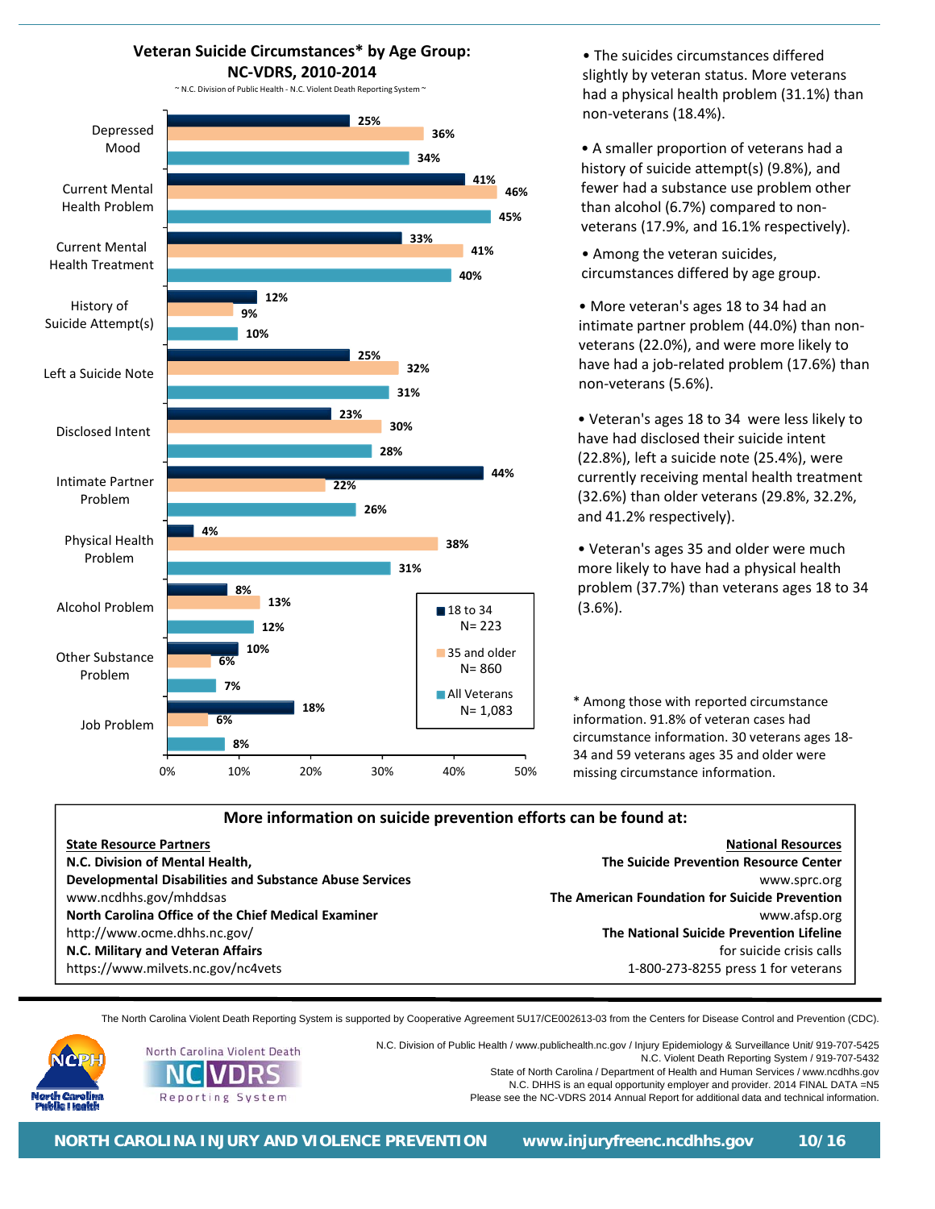## Veteran Suicide Circumstances* by Age Group: NC-VDRS, 2010-2014

~ N.C. Division of Public Health - N.C. Violent Death Reporting System ~

Depressed Mood
25%
36%
34%

Current Mental Health Problem
41%
46%
45%

Current Mental Health Treatment
33%
41%
40%

History of Suicide Attempt(s)
12%
9%
10%

Left a Suicide Note
25%
32%
31%

Disclosed Intent
23%
30%
28%

Intimate Partner Problem
44%
22%
26%

Physical Health Problem
4%
38%
31%

Alcohol Problem
8%
13%
12%

Other Substance Problem
10%
6%
7%

Job Problem
18%
6%
8%

0% 10% 20% 30% 40% 50%

18 to 34 N= 223
35 and older N= 860
All Veterans N= 1,083

- The suicides circumstances differed slightly by veteran status. More veterans had a physical health problem (31.1%) than non-veterans (18.4%).
- A smaller proportion of veterans had a history of suicide attempt(s) (9.8%), and fewer had a substance use problem other than alcohol (6.7%) compared to non-veterans (17.9%, and 16.1% respectively).
- Among the veteran suicides, circumstances differed by age group.
- More veteran's ages 18 to 34 had an intimate partner problem (44.0%) than non-veterans (22.0%), and were more likely to have had a job-related problem (17.6%) than non-veterans (5.6%).
- Veteran's ages 18 to 34 were less likely to have had disclosed their suicide intent (22.8%), left a suicide note (25.4%), were currently receiving mental health treatment (32.6%) than older veterans (29.8%, 32.2%, and 41.2% respectively).
- Veteran's ages 35 and older were much more likely to have had a physical health problem (37.7%) than veterans ages 18 to 34 (3.6%).

\* Among those with reported circumstance information. 91.8% of veteran cases had circumstance information. 30 veterans ages 18-34 and 59 veterans ages 35 and older were missing circumstance information.

### More information on suicide prevention efforts can be found at:

**State Resource Partners**
**N.C. Division of Mental Health, Developmental Disabilities and Substance Abuse Services**
www.ncdhhs.gov/mhddsas
**North Carolina Office of the Chief Medical Examiner**
http://www.ocme.dhhs.nc.gov/
**N.C. Military and Veteran Affairs**
https://www.milvets.nc.gov/nc4vets

**National Resources**
**The Suicide Prevention Resource Center**
www.sprc.org
**The American Foundation for Suicide Prevention**
www.afsp.org
**The National Suicide Prevention Lifeline**
for suicide crisis calls
1-800-273-8255 press 1 for veterans

The North Carolina Violent Death Reporting System is supported by Cooperative Agreement 5U17/CE002613-03 from the Centers for Disease Control and Prevention (CDC).

N.C. Division of Public Health / www.publichealth.nc.gov / Injury Epidemiology & Surveillance Unit/ 919-707-5425
N.C. Violent Death Reporting System / 919-707-5432
State of North Carolina / Department of Health and Human Services / www.ncdhhs.gov
N.C. DHHS is an equal opportunity employer and provider. 2014 FINAL DATA =N5
Please see the NC-VDRS 2014 Annual Report for additional data and technical information.

NORTH CAROLINA INJURY AND VIOLENCE PREVENTION www.injuryfreenc.ncdhhs.gov